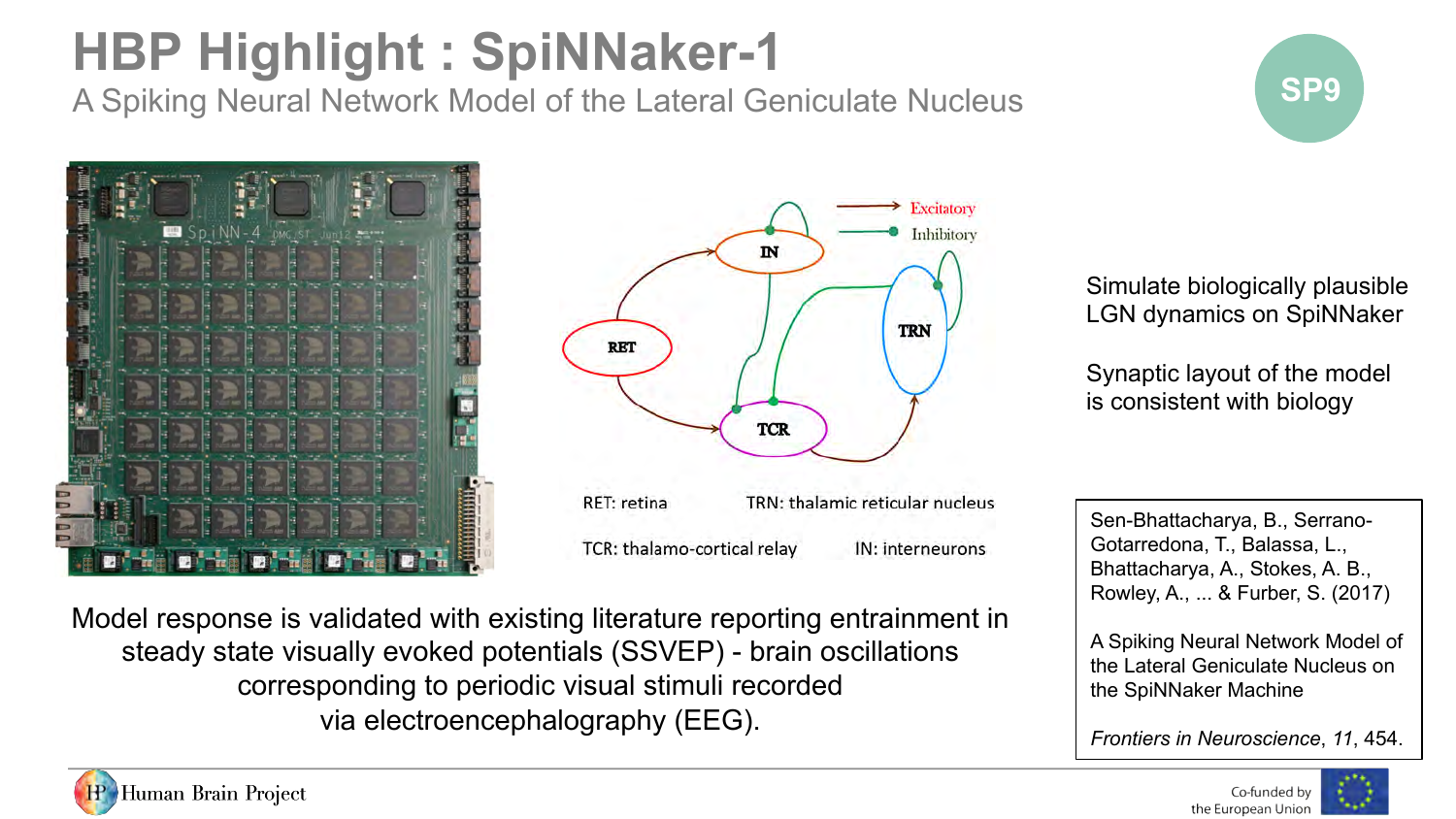# HBP Highlight : SpiNNaker-1

## A Spiking Neural Network Model of the Lateral Geniculate Nucleus

SP9

RET: retina

TRN: thalamic reticular nucleus

TCR: thalamo-cortical relay

IN: interneurons

Simulate biologically plausible LGN dynamics on SpiNNaker

Synaptic layout of the model is consistent with biology

Model response is validated with existing literature reporting entrainment in steady state visually evoked potentials (SSVEP) - brain oscillations corresponding to periodic visual stimuli recorded via electroencephalography (EEG).

Sen-Bhattacharya, B., Serrano-Gotarredona, T., Balassa, L., Bhattacharya, A., Stokes, A. B., Rowley, A., ... & Furber, S. (2017)

A Spiking Neural Network Model of the Lateral Geniculate Nucleus on the SpiNNaker Machine

*Frontiers in Neuroscience*, *11*, 454.

Human Brain Project

Co-funded by the European Union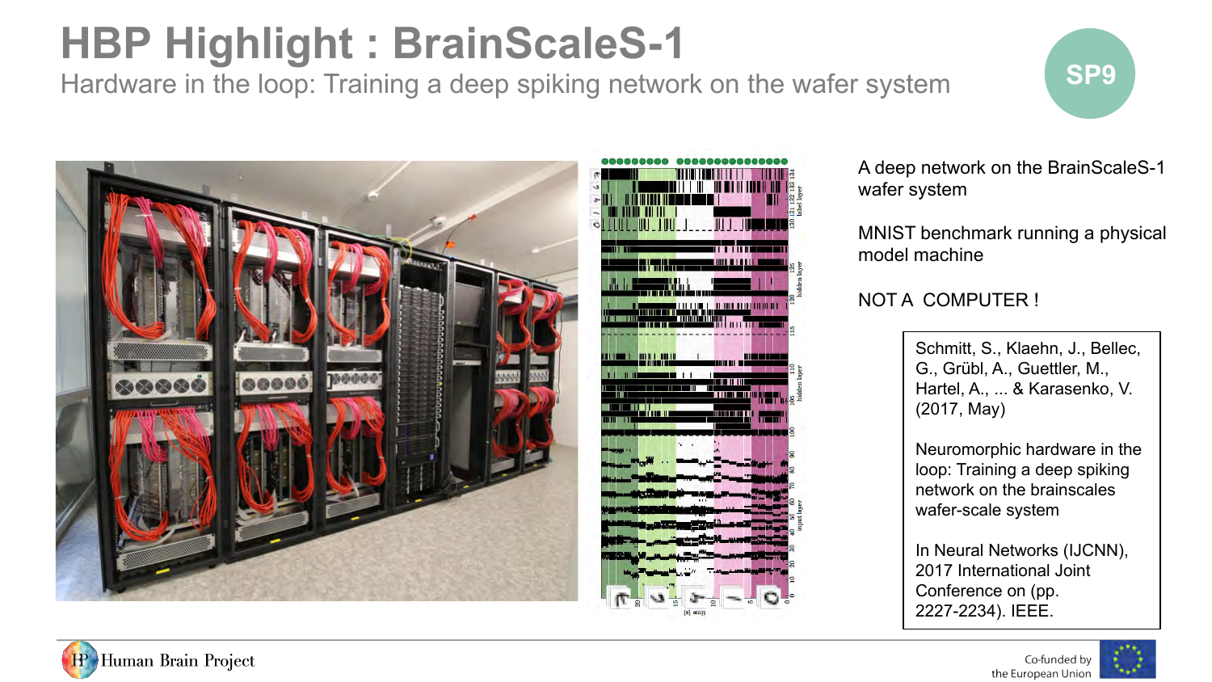# HBP Highlight : BrainScaleS-1

## Hardware in the loop: Training a deep spiking network on the wafer system

SP9

A deep network on the BrainScaleS-1 wafer system

MNIST benchmark running a physical model machine

NOT A COMPUTER !

Schmitt, S., Klaehn, J., Bellec, G., Grübl, A., Guettler, M., Hartel, A., ... & Karasenko, V. (2017, May)

Neuromorphic hardware in the loop: Training a deep spiking network on the brainscales wafer-scale system

In Neural Networks (IJCNN), 2017 International Joint Conference on (pp. 2227-2234). IEEE.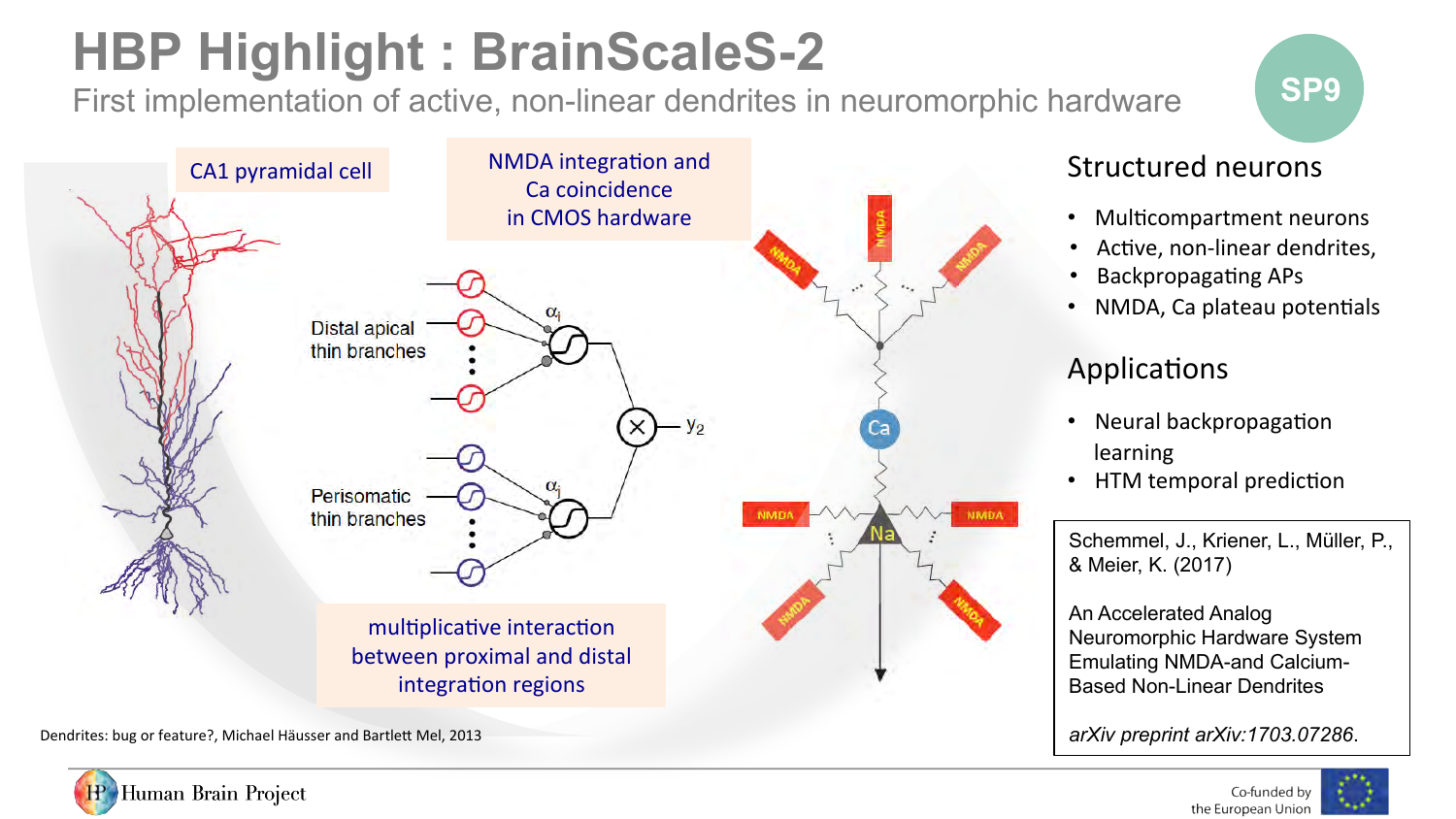# HBP Highlight : BrainScaleS-2

First implementation of active, non-linear dendrites in neuromorphic hardware

SP9

CA1 pyramidal cell

NMDA integration and Ca coincidence in CMOS hardware

Distal apical thin branches

Perisomatic thin branches

$\alpha_i$

$\alpha_j$

$y_2$

multiplicative interaction between proximal and distal integration regions

Dendrites: bug or feature?, Michael Häusser and Bartlett Mel, 2013

NMDA

Ca

Na

## Structured neurons

- Multicompartment neurons
- Active, non-linear dendrites,
- Backpropagating APs
- NMDA, Ca plateau potentials

## Applications

- Neural backpropagation learning
- HTM temporal prediction

Schemmel, J., Kriener, L., Müller, P., & Meier, K. (2017)

An Accelerated Analog Neuromorphic Hardware System Emulating NMDA-and Calcium-Based Non-Linear Dendrites

*arXiv preprint arXiv:1703.07286*.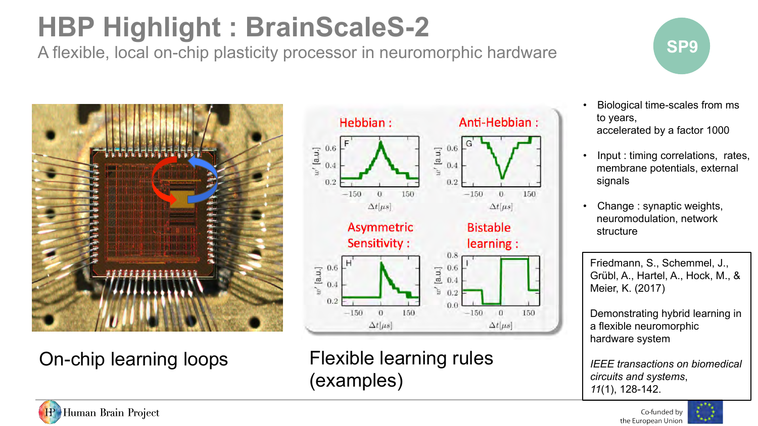# HBP Highlight : BrainScaleS-2

A flexible, local on-chip plasticity processor in neuromorphic hardware

SP9

On-chip learning loops

Hebbian :

F

$w'$ [a.u.]

0.6

0.4

0.2

−150 0 150

$\Delta t[\mu s]$

Anti-Hebbian :

G

$w'$ [a.u.]

0.6

0.4

0.2

−150 0 150

$\Delta t[\mu s]$

Asymmetric Sensitivity :

H

$w'$ [a.u.]

0.6

0.4

0.2

−150 0 150

$\Delta t[\mu s]$

Bistable learning :

I

$w'$ [a.u.]

0.8

0.6

0.4

0.2

0.0

−150 0 150

$\Delta t[\mu s]$

Flexible learning rules (examples)

- Biological time-scales from ms to years, accelerated by a factor 1000
- Input : timing correlations, rates, membrane potentials, external signals
- Change : synaptic weights, neuromodulation, network structure

Friedmann, S., Schemmel, J., Grübl, A., Hartel, A., Hock, M., & Meier, K. (2017)

Demonstrating hybrid learning in a flexible neuromorphic hardware system

*IEEE transactions on biomedical circuits and systems*, *11*(1), 128-142.

Human Brain Project

Co-funded by the European Union